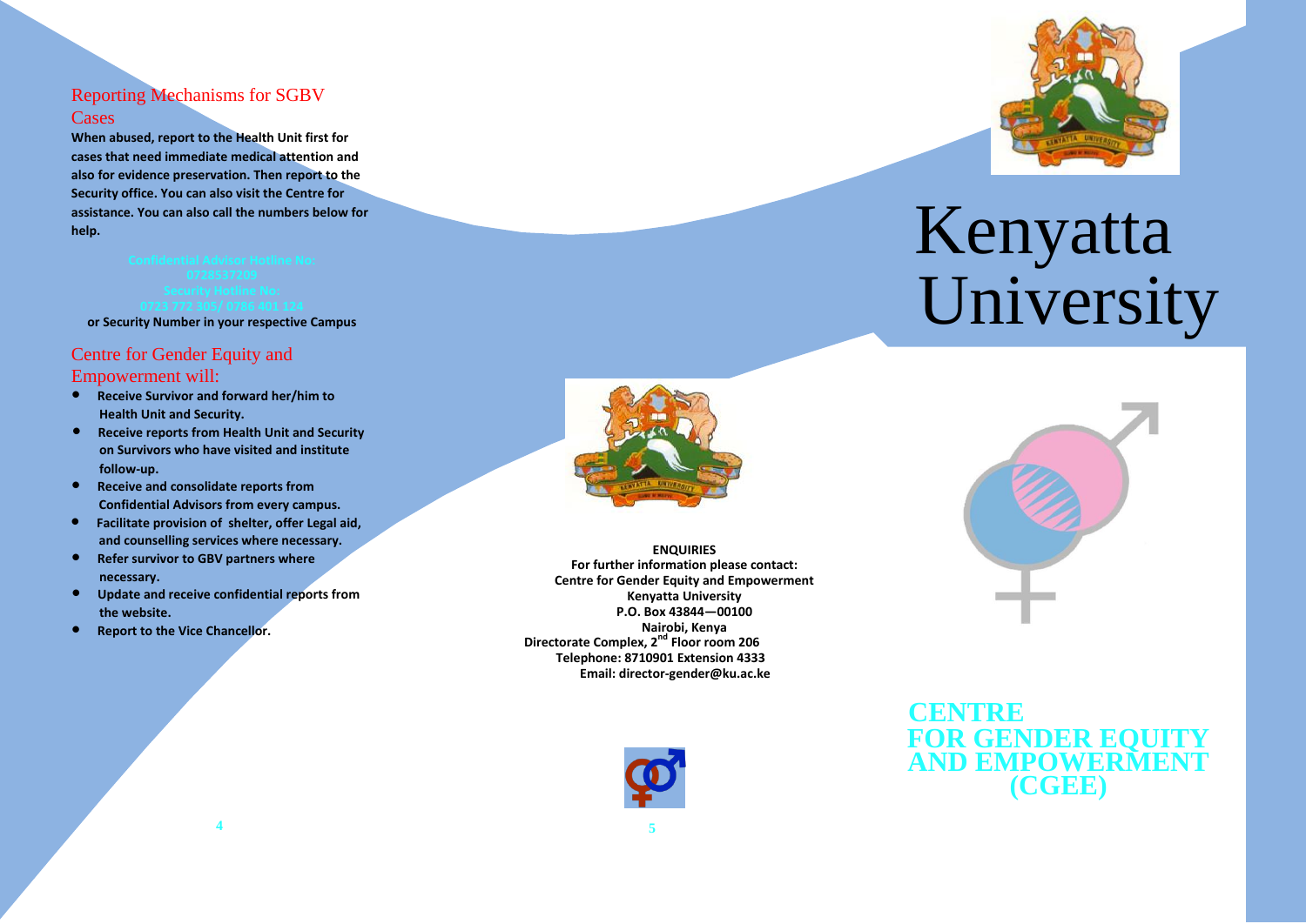## Reporting Mechanisms for SGBV Cases

**When abused, report to the Health Unit first for cases that need immediate medical attention and also for evidence preservation. Then report to the Security office. You can also visit the Centre for assistance. You can also call the numbers below for help.**

**Confidential Advisor Hotline No:**
**0728537209**
**Security Hotline No:**
**0723 772 305/ 0786 401 124**
**or Security Number in your respective Campus**

## Centre for Gender Equity and Empowerment will:

- **Receive Survivor and forward her/him to Health Unit and Security.**
- **Receive reports from Health Unit and Security on Survivors who have visited and institute follow-up.**
- **Receive and consolidate reports from Confidential Advisors from every campus.**
- **Facilitate provision of shelter, offer Legal aid, and counselling services where necessary.**
- **Refer survivor to GBV partners where necessary.**
- **Update and receive confidential reports from the website.**
- **Report to the Vice Chancellor.**

**ENQUIRIES**
**For further information please contact:**
**Centre for Gender Equity and Empowerment**
**Kenyatta University**
**P.O. Box 43844—00100**
**Nairobi, Kenya**
**Directorate Complex, 2nd Floor room 206**
**Telephone: 8710901 Extension 4333**
**Email: director-gender@ku.ac.ke**

# Kenyatta University

## CENTRE FOR GENDER EQUITY AND EMPOWERMENT (CGEE)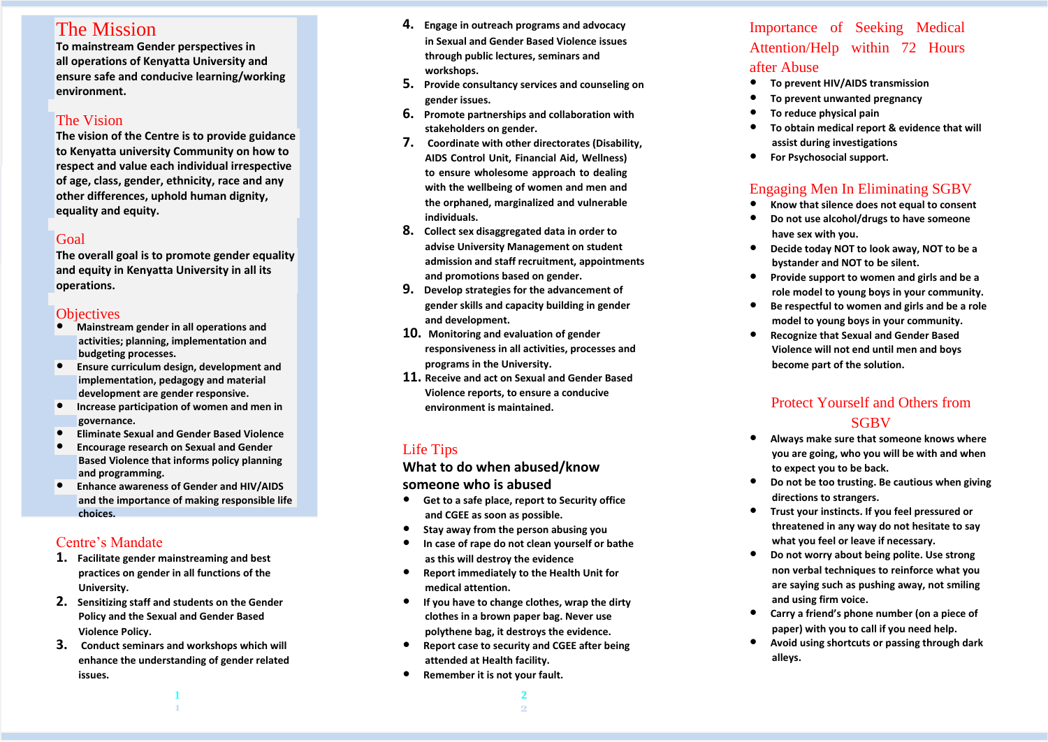## The Mission

**To mainstream Gender perspectives in all operations of Kenyatta University and ensure safe and conducive learning/working environment.**

## The Vision

**The vision of the Centre is to provide guidance to Kenyatta university Community on how to respect and value each individual irrespective of age, class, gender, ethnicity, race and any other differences, uphold human dignity, equality and equity.**

## Goal

**The overall goal is to promote gender equality and equity in Kenyatta University in all its operations.**

## Objectives

- **Mainstream gender in all operations and activities; planning, implementation and budgeting processes.**
- **Ensure curriculum design, development and implementation, pedagogy and material development are gender responsive.**
- **Increase participation of women and men in governance.**
- **Eliminate Sexual and Gender Based Violence**
- **Encourage research on Sexual and Gender Based Violence that informs policy planning and programming.**
- **Enhance awareness of Gender and HIV/AIDS and the importance of making responsible life choices.**

## Centre's Mandate

1. **Facilitate gender mainstreaming and best practices on gender in all functions of the University.**
2. **Sensitizing staff and students on the Gender Policy and the Sexual and Gender Based Violence Policy.**
3. **Conduct seminars and workshops which will enhance the understanding of gender related issues.**
4. **Engage in outreach programs and advocacy in Sexual and Gender Based Violence issues through public lectures, seminars and workshops.**
5. **Provide consultancy services and counseling on gender issues.**
6. **Promote partnerships and collaboration with stakeholders on gender.**
7. **Coordinate with other directorates (Disability, AIDS Control Unit, Financial Aid, Wellness) to ensure wholesome approach to dealing with the wellbeing of women and men and the orphaned, marginalized and vulnerable individuals.**
8. **Collect sex disaggregated data in order to advise University Management on student admission and staff recruitment, appointments and promotions based on gender.**
9. **Develop strategies for the advancement of gender skills and capacity building in gender and development.**
10. **Monitoring and evaluation of gender responsiveness in all activities, processes and programs in the University.**
11. **Receive and act on Sexual and Gender Based Violence reports, to ensure a conducive environment is maintained.**

## Life Tips

### What to do when abused/know someone who is abused

- **Get to a safe place, report to Security office and CGEE as soon as possible.**
- **Stay away from the person abusing you**
- **In case of rape do not clean yourself or bathe as this will destroy the evidence**
- **Report immediately to the Health Unit for medical attention.**
- **If you have to change clothes, wrap the dirty clothes in a brown paper bag. Never use polythene bag, it destroys the evidence.**
- **Report case to security and CGEE after being attended at Health facility.**
- **Remember it is not your fault.**

## Importance of Seeking Medical Attention/Help within 72 Hours after Abuse

- **To prevent HIV/AIDS transmission**
- **To prevent unwanted pregnancy**
- **To reduce physical pain**
- **To obtain medical report & evidence that will assist during investigations**
- **For Psychosocial support.**

## Engaging Men In Eliminating SGBV

- **Know that silence does not equal to consent**
- **Do not use alcohol/drugs to have someone have sex with you.**
- **Decide today NOT to look away, NOT to be a bystander and NOT to be silent.**
- **Provide support to women and girls and be a role model to young boys in your community.**
- **Be respectful to women and girls and be a role model to young boys in your community.**
- **Recognize that Sexual and Gender Based Violence will not end until men and boys become part of the solution.**

## Protect Yourself and Others from SGBV

- **Always make sure that someone knows where you are going, who you will be with and when to expect you to be back.**
- **Do not be too trusting. Be cautious when giving directions to strangers.**
- **Trust your instincts. If you feel pressured or threatened in any way do not hesitate to say what you feel or leave if necessary.**
- **Do not worry about being polite. Use strong non verbal techniques to reinforce what you are saying such as pushing away, not smiling and using firm voice.**
- **Carry a friend's phone number (on a piece of paper) with you to call if you need help.**
- **Avoid using shortcuts or passing through dark alleys.**